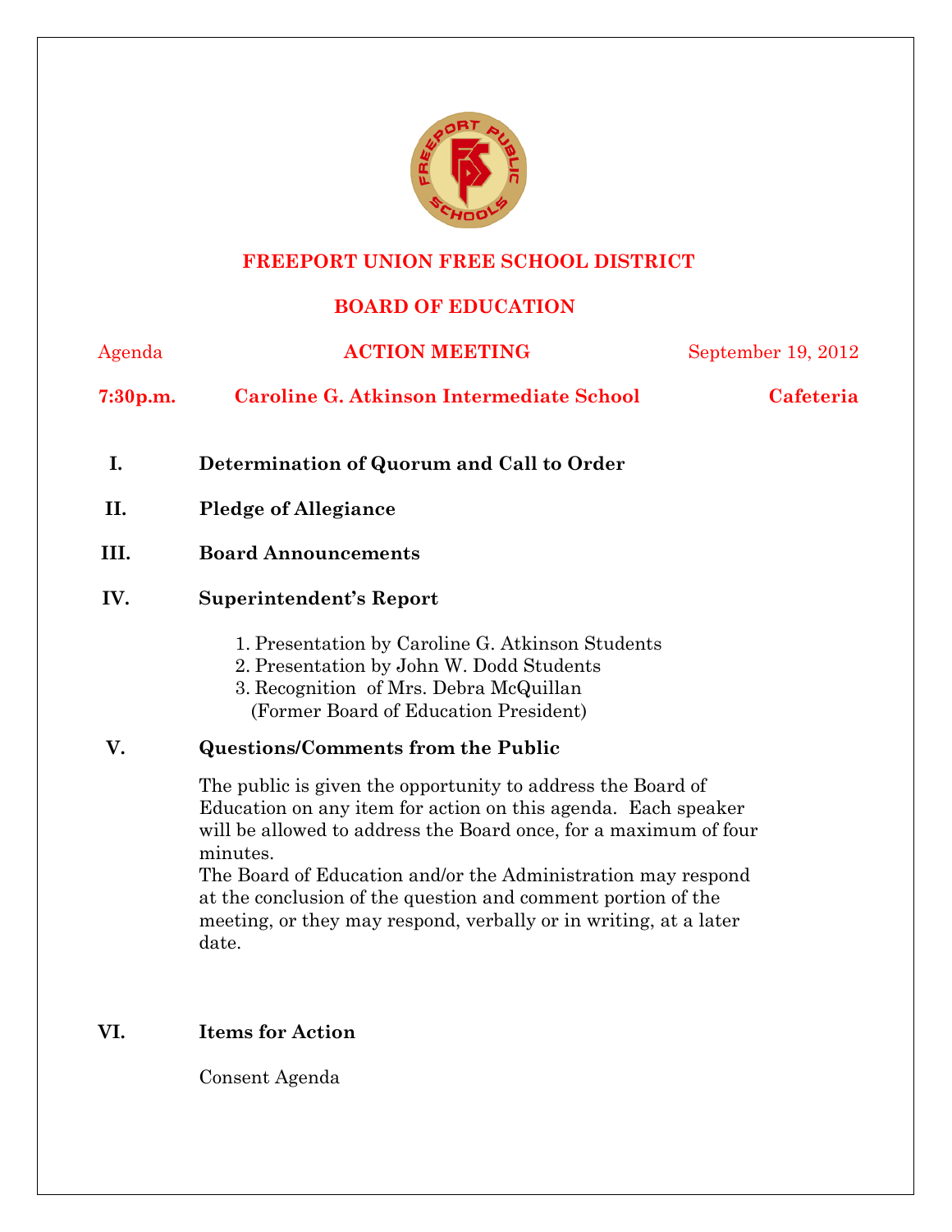# FREEPORT UNION FREE SCHOOL DISTRICT

## BOARD OF EDUCATION

Agenda | **ACTION MEETING** | September 19, 2012

**7:30p.m.** | **Caroline G. Atkinson Intermediate School** | **Cafeteria**

**I. Determination of Quorum and Call to Order**

**II. Pledge of Allegiance**

**III. Board Announcements**

**IV. Superintendent's Report**

1. Presentation by Caroline G. Atkinson Students
2. Presentation by John W. Dodd Students
3. Recognition of Mrs. Debra McQuillan
   (Former Board of Education President)

**V. Questions/Comments from the Public**

The public is given the opportunity to address the Board of Education on any item for action on this agenda. Each speaker will be allowed to address the Board once, for a maximum of four minutes.
The Board of Education and/or the Administration may respond at the conclusion of the question and comment portion of the meeting, or they may respond, verbally or in writing, at a later date.

**VI. Items for Action**

Consent Agenda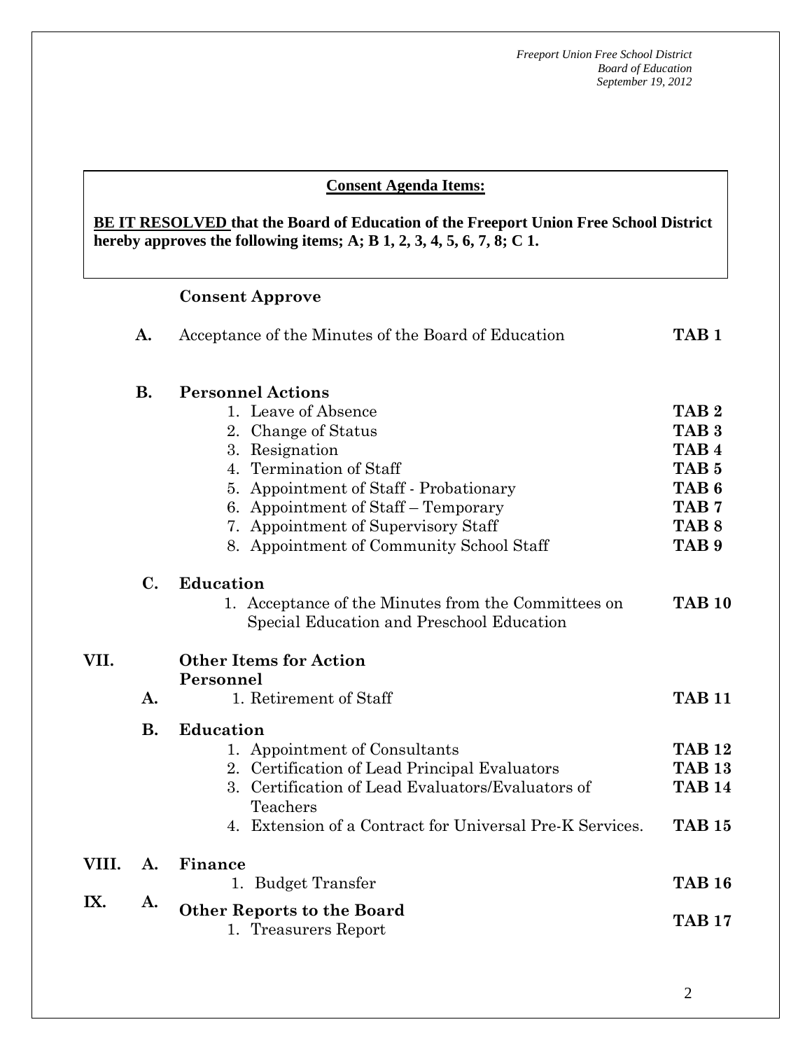**Consent Agenda Items:**

**BE IT RESOLVED that the Board of Education of the Freeport Union Free School District hereby approves the following items; A; B 1, 2, 3, 4, 5, 6, 7, 8; C 1.**

**Consent Approve**

| | | |
|---|---|---|
| **A.** | Acceptance of the Minutes of the Board of Education | **TAB 1** |
| **B.** | **Personnel Actions** | |
| | 1. Leave of Absence | **TAB 2** |
| | 2. Change of Status | **TAB 3** |
| | 3. Resignation | **TAB 4** |
| | 4. Termination of Staff | **TAB 5** |
| | 5. Appointment of Staff - Probationary | **TAB 6** |
| | 6. Appointment of Staff – Temporary | **TAB 7** |
| | 7. Appointment of Supervisory Staff | **TAB 8** |
| | 8. Appointment of Community School Staff | **TAB 9** |
| **C.** | **Education** | |
| | 1. Acceptance of the Minutes from the Committees on Special Education and Preschool Education | **TAB 10** |

**VII. Other Items for Action**

**Personnel**

| | | |
|---|---|---|
| **A.** | 1. Retirement of Staff | **TAB 11** |
| **B.** | **Education** | |
| | 1. Appointment of Consultants | **TAB 12** |
| | 2. Certification of Lead Principal Evaluators | **TAB 13** |
| | 3. Certification of Lead Evaluators/Evaluators of Teachers | **TAB 14** |
| | 4. Extension of a Contract for Universal Pre-K Services. | **TAB 15** |

**VIII. A. Finance**

| | |
|---|---|
| 1. Budget Transfer | **TAB 16** |

**IX. A. Other Reports to the Board**

| | |
|---|---|
| 1. Treasurers Report | **TAB 17** |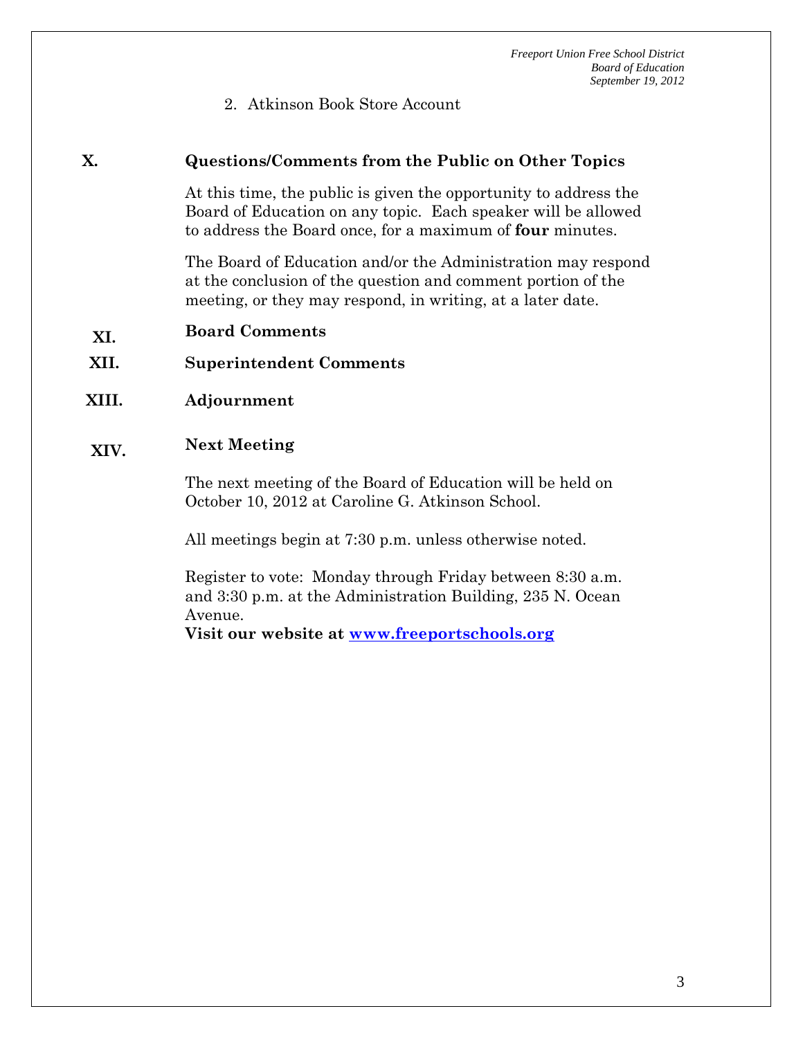2. Atkinson Book Store Account

## X. Questions/Comments from the Public on Other Topics

At this time, the public is given the opportunity to address the Board of Education on any topic. Each speaker will be allowed to address the Board once, for a maximum of **four** minutes.

The Board of Education and/or the Administration may respond at the conclusion of the question and comment portion of the meeting, or they may respond, in writing, at a later date.

## XI. Board Comments

## XII. Superintendent Comments

## XIII. Adjournment

## XIV. Next Meeting

The next meeting of the Board of Education will be held on October 10, 2012 at Caroline G. Atkinson School.

All meetings begin at 7:30 p.m. unless otherwise noted.

Register to vote: Monday through Friday between 8:30 a.m. and 3:30 p.m. at the Administration Building, 235 N. Ocean Avenue.
**Visit our website at [www.freeportschools.org](http://www.freeportschools.org)**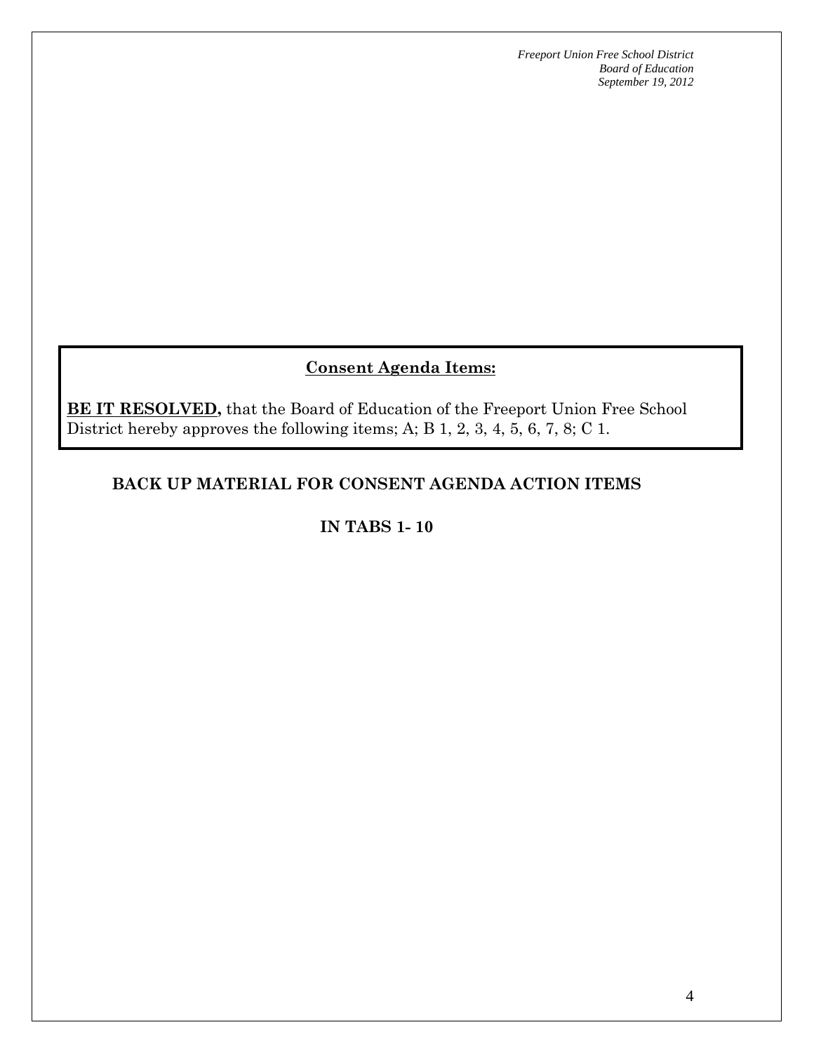## Consent Agenda Items:

**BE IT RESOLVED,** that the Board of Education of the Freeport Union Free School District hereby approves the following items; A; B 1, 2, 3, 4, 5, 6, 7, 8; C 1.

**BACK UP MATERIAL FOR CONSENT AGENDA ACTION ITEMS**

**IN TABS 1- 10**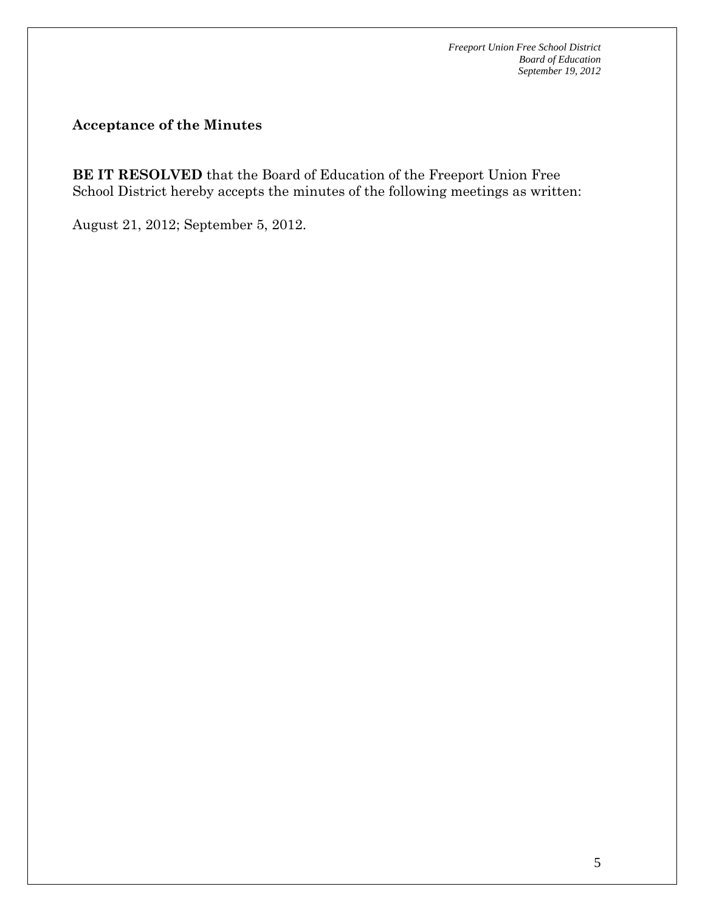## Acceptance of the Minutes

**BE IT RESOLVED** that the Board of Education of the Freeport Union Free School District hereby accepts the minutes of the following meetings as written:

August 21, 2012; September 5, 2012.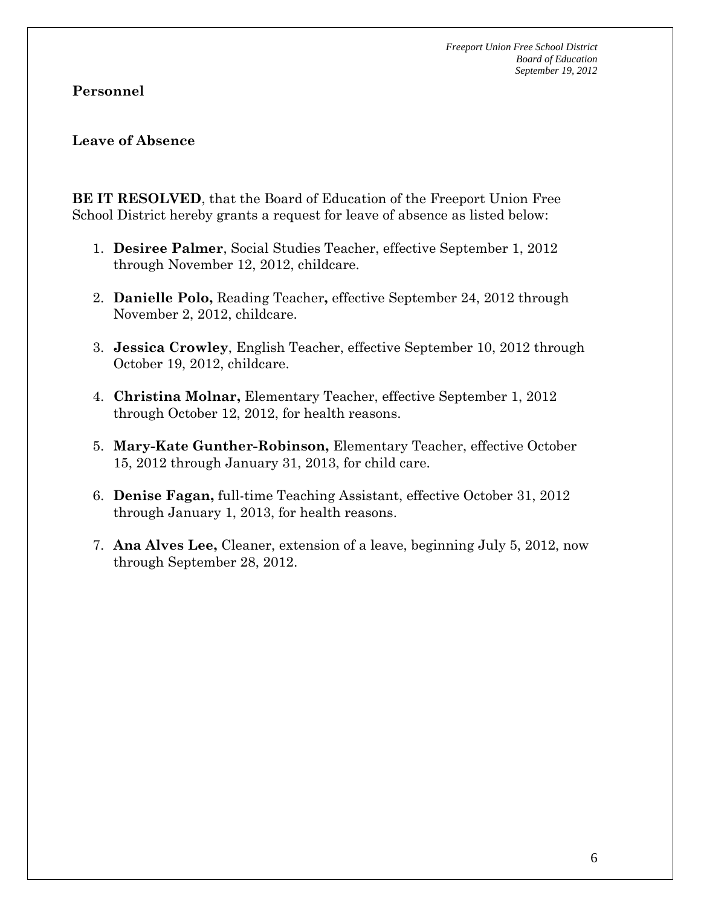## Personnel

### Leave of Absence

**BE IT RESOLVED**, that the Board of Education of the Freeport Union Free School District hereby grants a request for leave of absence as listed below:

1. **Desiree Palmer**, Social Studies Teacher, effective September 1, 2012 through November 12, 2012, childcare.

2. **Danielle Polo,** Reading Teacher**,** effective September 24, 2012 through November 2, 2012, childcare.

3. **Jessica Crowley**, English Teacher, effective September 10, 2012 through October 19, 2012, childcare.

4. **Christina Molnar,** Elementary Teacher, effective September 1, 2012 through October 12, 2012, for health reasons.

5. **Mary-Kate Gunther-Robinson,** Elementary Teacher, effective October 15, 2012 through January 31, 2013, for child care.

6. **Denise Fagan,** full-time Teaching Assistant, effective October 31, 2012 through January 1, 2013, for health reasons.

7. **Ana Alves Lee,** Cleaner, extension of a leave, beginning July 5, 2012, now through September 28, 2012.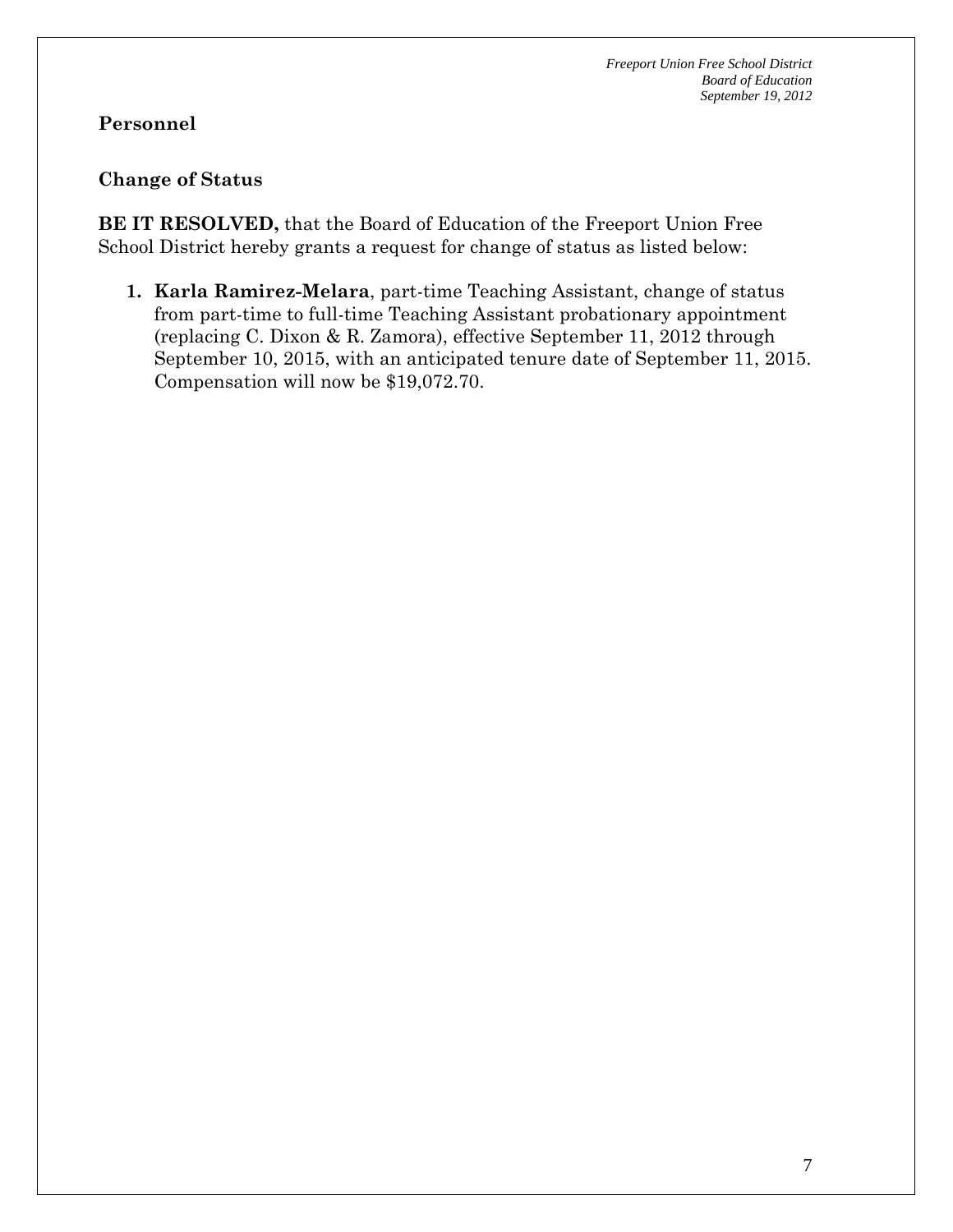## Personnel

### Change of Status

**BE IT RESOLVED,** that the Board of Education of the Freeport Union Free School District hereby grants a request for change of status as listed below:

1. **Karla Ramirez-Melara**, part-time Teaching Assistant, change of status from part-time to full-time Teaching Assistant probationary appointment (replacing C. Dixon & R. Zamora), effective September 11, 2012 through September 10, 2015, with an anticipated tenure date of September 11, 2015. Compensation will now be $19,072.70.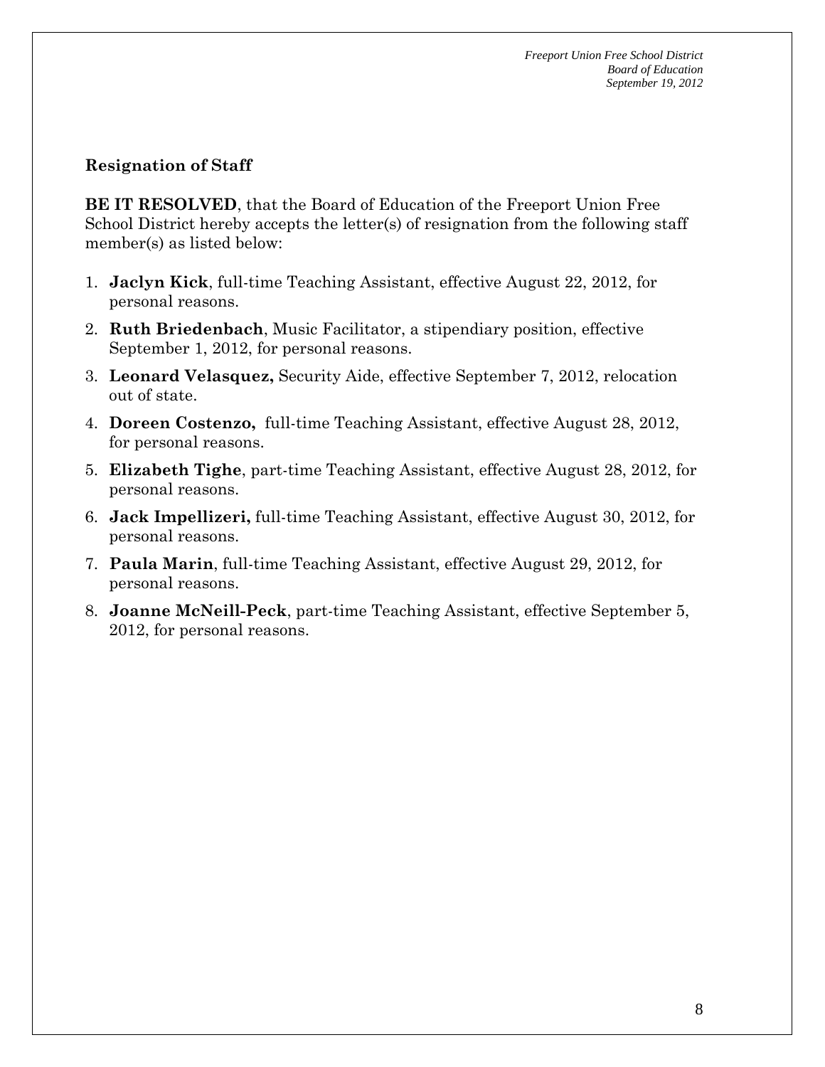## Resignation of Staff

**BE IT RESOLVED**, that the Board of Education of the Freeport Union Free School District hereby accepts the letter(s) of resignation from the following staff member(s) as listed below:

1. **Jaclyn Kick**, full-time Teaching Assistant, effective August 22, 2012, for personal reasons.
2. **Ruth Briedenbach**, Music Facilitator, a stipendiary position, effective September 1, 2012, for personal reasons.
3. **Leonard Velasquez,** Security Aide, effective September 7, 2012, relocation out of state.
4. **Doreen Costenzo,** full-time Teaching Assistant, effective August 28, 2012, for personal reasons.
5. **Elizabeth Tighe**, part-time Teaching Assistant, effective August 28, 2012, for personal reasons.
6. **Jack Impellizeri,** full-time Teaching Assistant, effective August 30, 2012, for personal reasons.
7. **Paula Marin**, full-time Teaching Assistant, effective August 29, 2012, for personal reasons.
8. **Joanne McNeill-Peck**, part-time Teaching Assistant, effective September 5, 2012, for personal reasons.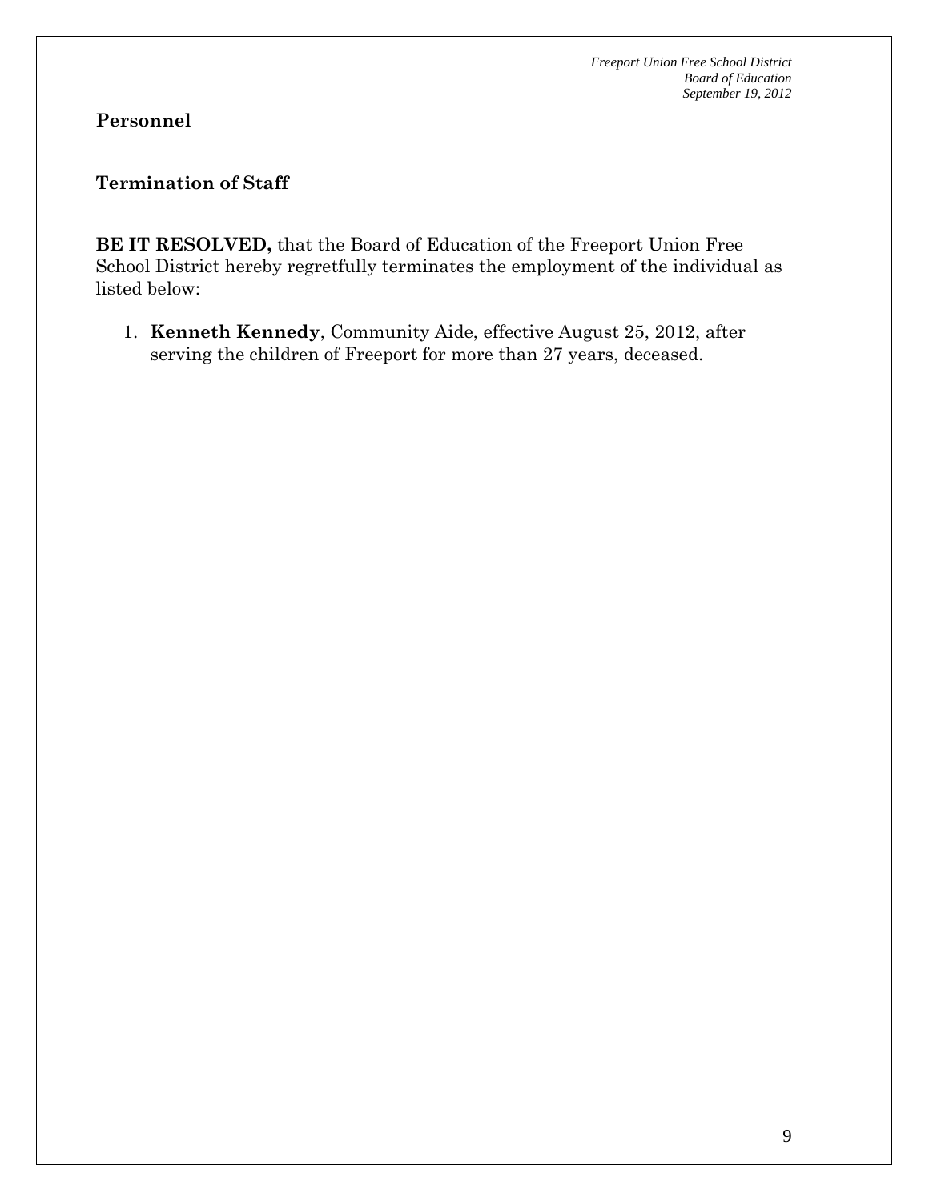**Personnel**

**Termination of Staff**

**BE IT RESOLVED,** that the Board of Education of the Freeport Union Free School District hereby regretfully terminates the employment of the individual as listed below:

1. **Kenneth Kennedy**, Community Aide, effective August 25, 2012, after serving the children of Freeport for more than 27 years, deceased.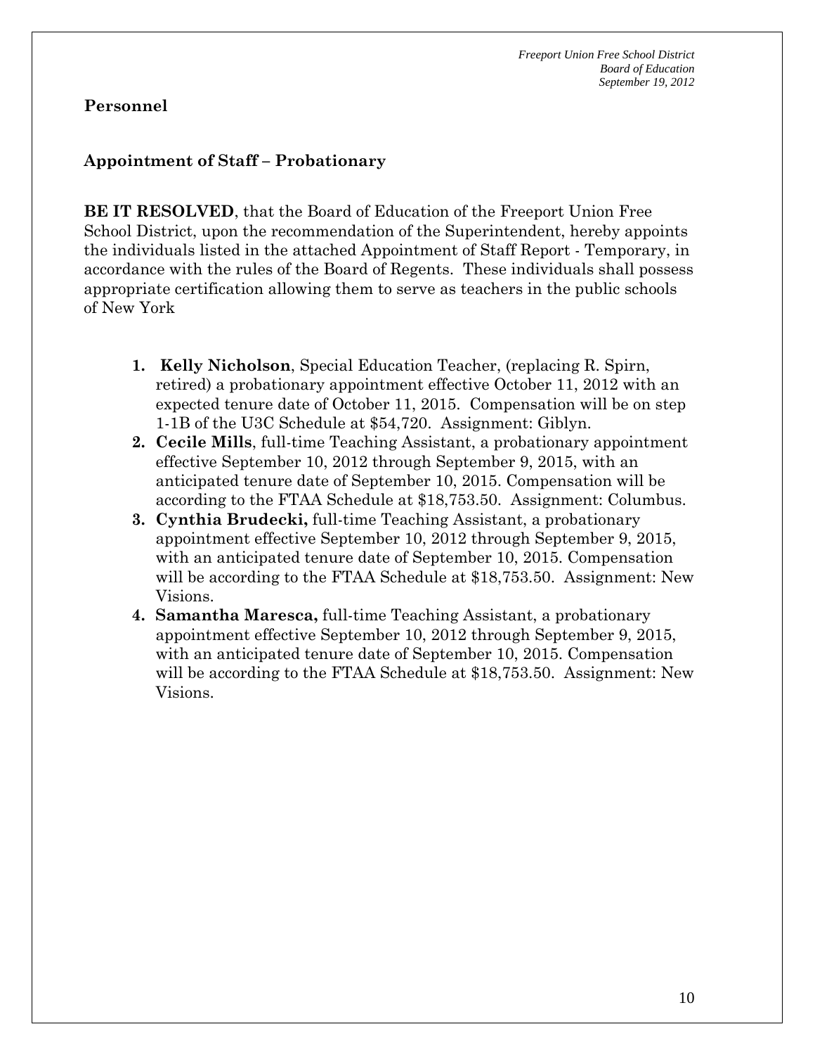## Personnel

### Appointment of Staff – Probationary

**BE IT RESOLVED**, that the Board of Education of the Freeport Union Free School District, upon the recommendation of the Superintendent, hereby appoints the individuals listed in the attached Appointment of Staff Report - Temporary, in accordance with the rules of the Board of Regents. These individuals shall possess appropriate certification allowing them to serve as teachers in the public schools of New York

1. **Kelly Nicholson**, Special Education Teacher, (replacing R. Spirn, retired) a probationary appointment effective October 11, 2012 with an expected tenure date of October 11, 2015. Compensation will be on step 1-1B of the U3C Schedule at $54,720. Assignment: Giblyn.
2. **Cecile Mills**, full-time Teaching Assistant, a probationary appointment effective September 10, 2012 through September 9, 2015, with an anticipated tenure date of September 10, 2015. Compensation will be according to the FTAA Schedule at $18,753.50. Assignment: Columbus.
3. **Cynthia Brudecki,** full-time Teaching Assistant, a probationary appointment effective September 10, 2012 through September 9, 2015, with an anticipated tenure date of September 10, 2015. Compensation will be according to the FTAA Schedule at $18,753.50. Assignment: New Visions.
4. **Samantha Maresca,** full-time Teaching Assistant, a probationary appointment effective September 10, 2012 through September 9, 2015, with an anticipated tenure date of September 10, 2015. Compensation will be according to the FTAA Schedule at $18,753.50. Assignment: New Visions.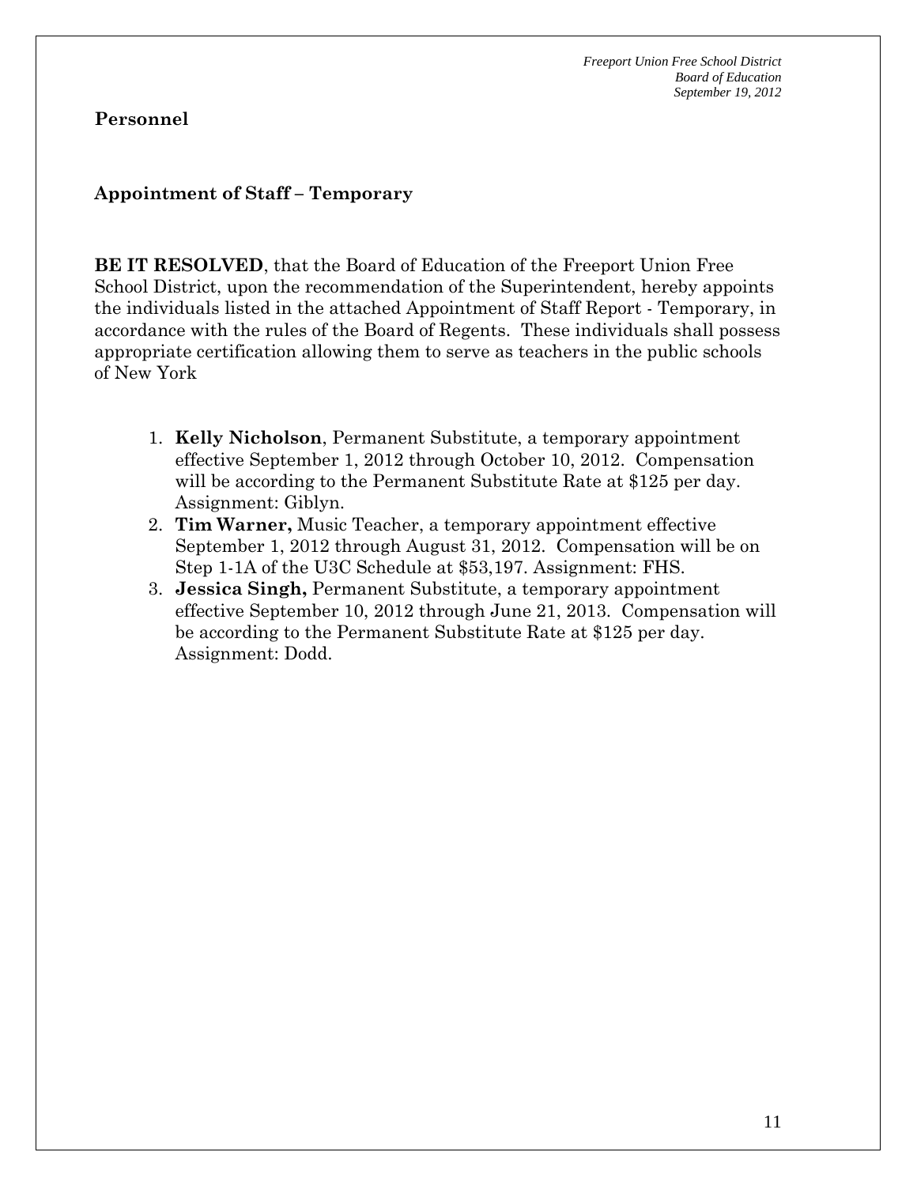## Personnel

### Appointment of Staff – Temporary

**BE IT RESOLVED**, that the Board of Education of the Freeport Union Free School District, upon the recommendation of the Superintendent, hereby appoints the individuals listed in the attached Appointment of Staff Report - Temporary, in accordance with the rules of the Board of Regents. These individuals shall possess appropriate certification allowing them to serve as teachers in the public schools of New York

1. **Kelly Nicholson**, Permanent Substitute, a temporary appointment effective September 1, 2012 through October 10, 2012. Compensation will be according to the Permanent Substitute Rate at $125 per day. Assignment: Giblyn.
2. **Tim Warner,** Music Teacher, a temporary appointment effective September 1, 2012 through August 31, 2012. Compensation will be on Step 1-1A of the U3C Schedule at $53,197. Assignment: FHS.
3. **Jessica Singh,** Permanent Substitute, a temporary appointment effective September 10, 2012 through June 21, 2013. Compensation will be according to the Permanent Substitute Rate at $125 per day. Assignment: Dodd.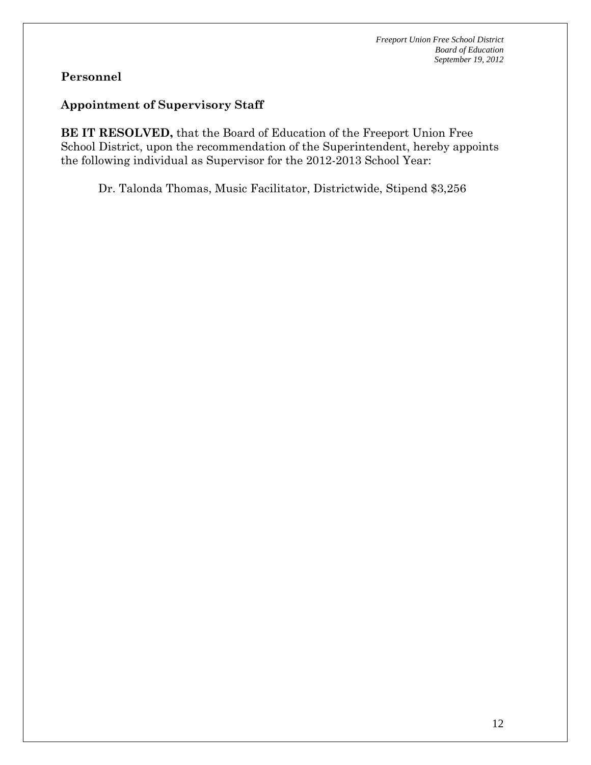## Personnel

### Appointment of Supervisory Staff

**BE IT RESOLVED,** that the Board of Education of the Freeport Union Free School District, upon the recommendation of the Superintendent, hereby appoints the following individual as Supervisor for the 2012-2013 School Year:

Dr. Talonda Thomas, Music Facilitator, Districtwide, Stipend $3,256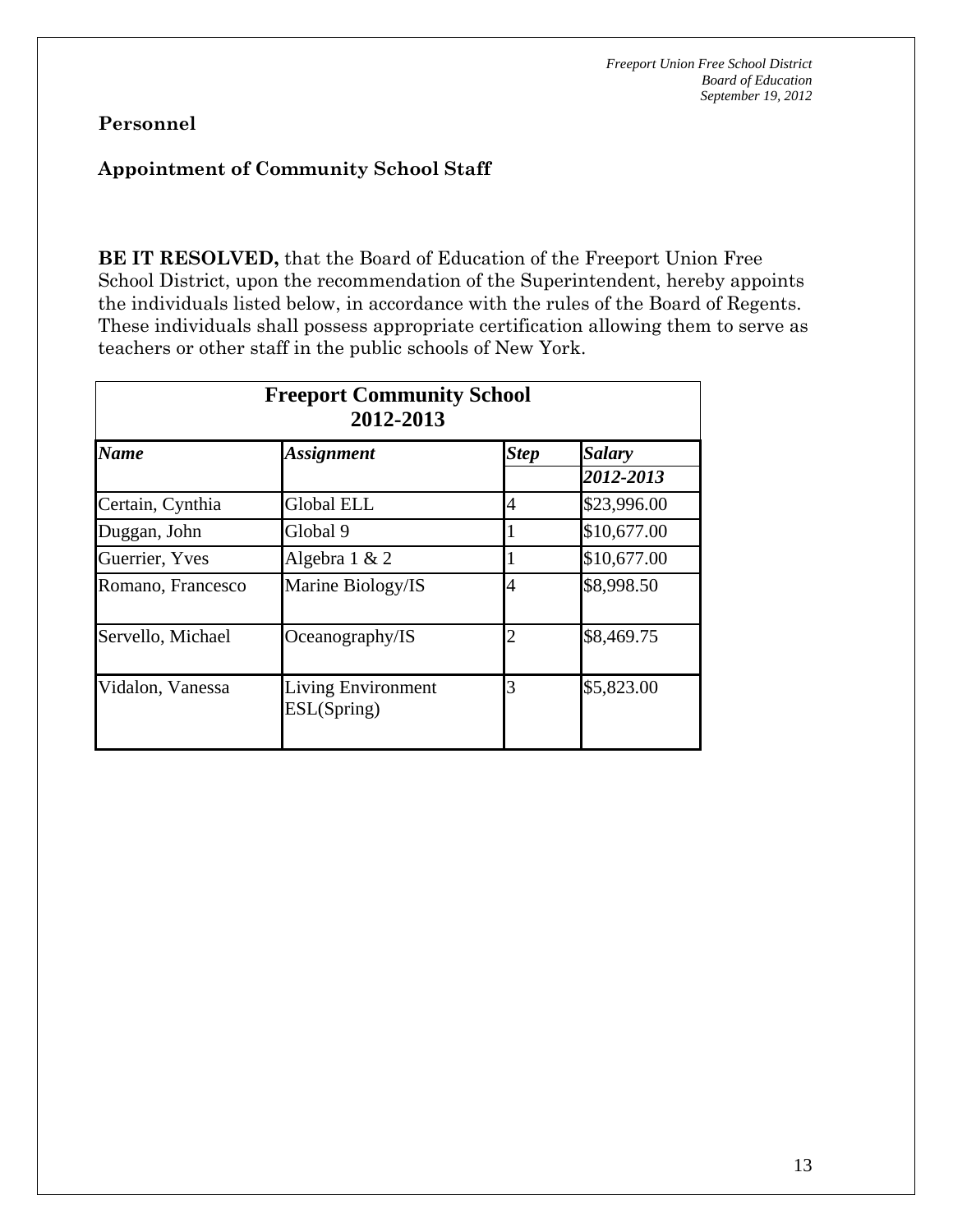## Personnel

### Appointment of Community School Staff

**BE IT RESOLVED,** that the Board of Education of the Freeport Union Free School District, upon the recommendation of the Superintendent, hereby appoints the individuals listed below, in accordance with the rules of the Board of Regents. These individuals shall possess appropriate certification allowing them to serve as teachers or other staff in the public schools of New York.

| **Freeport Community School 2012-2013** | | | |
|---|---|---|---|
| ***Name*** | ***Assignment*** | ***Step*** | ***Salary 2012-2013*** |
| Certain, Cynthia | Global ELL | 4 | $23,996.00 |
| Duggan, John | Global 9 | 1 | $10,677.00 |
| Guerrier, Yves | Algebra 1 & 2 | 1 | $10,677.00 |
| Romano, Francesco | Marine Biology/IS | 4 | $8,998.50 |
| Servello, Michael | Oceanography/IS | 2 | $8,469.75 |
| Vidalon, Vanessa | Living Environment ESL(Spring) | 3 | $5,823.00 |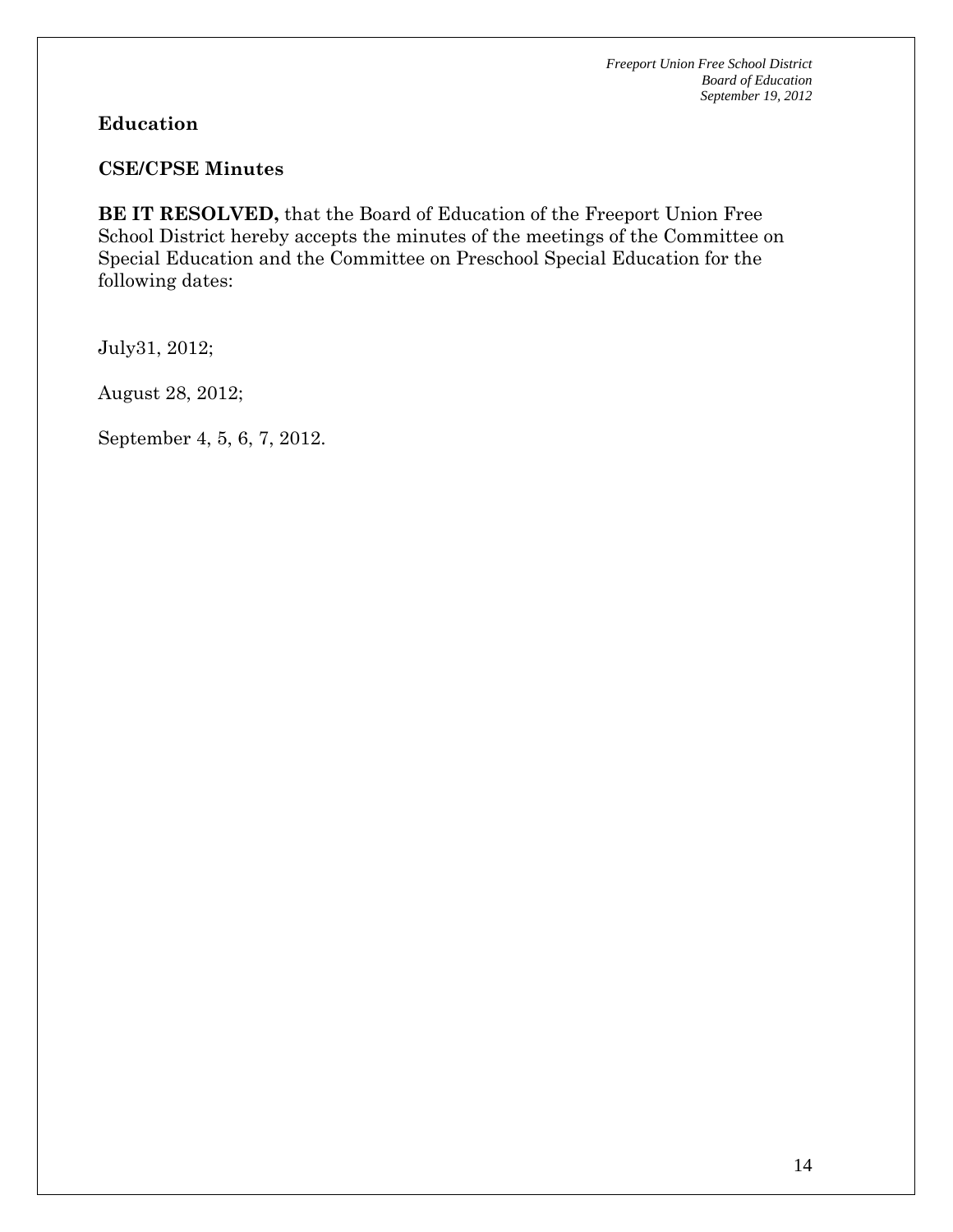**Education**

**CSE/CPSE Minutes**

**BE IT RESOLVED,** that the Board of Education of the Freeport Union Free School District hereby accepts the minutes of the meetings of the Committee on Special Education and the Committee on Preschool Special Education for the following dates:

July31, 2012;

August 28, 2012;

September 4, 5, 6, 7, 2012.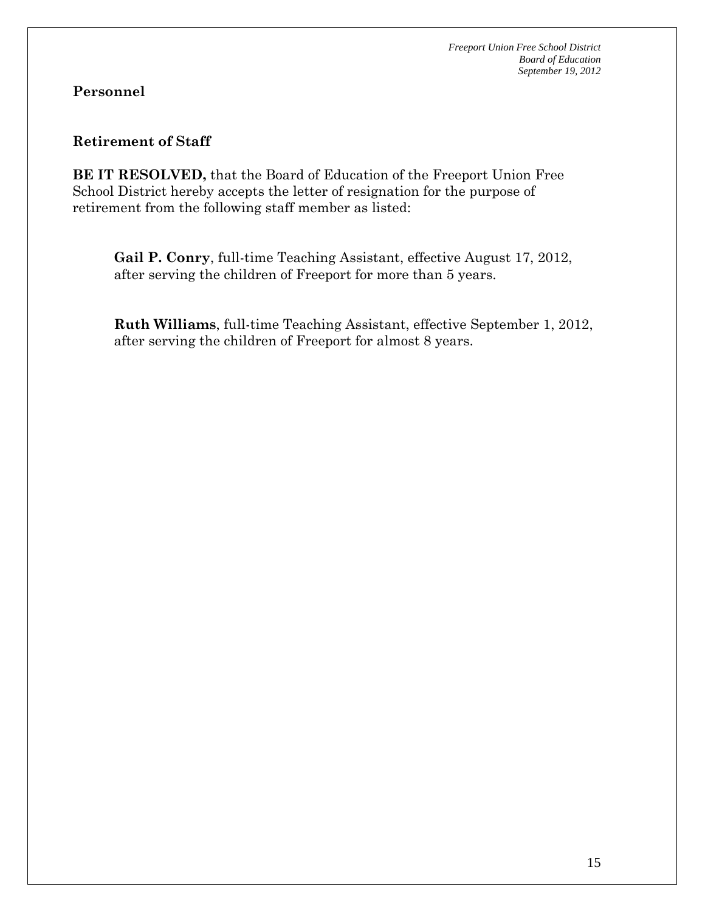**Personnel**

**Retirement of Staff**

**BE IT RESOLVED,** that the Board of Education of the Freeport Union Free School District hereby accepts the letter of resignation for the purpose of retirement from the following staff member as listed:

**Gail P. Conry**, full-time Teaching Assistant, effective August 17, 2012, after serving the children of Freeport for more than 5 years.

**Ruth Williams**, full-time Teaching Assistant, effective September 1, 2012, after serving the children of Freeport for almost 8 years.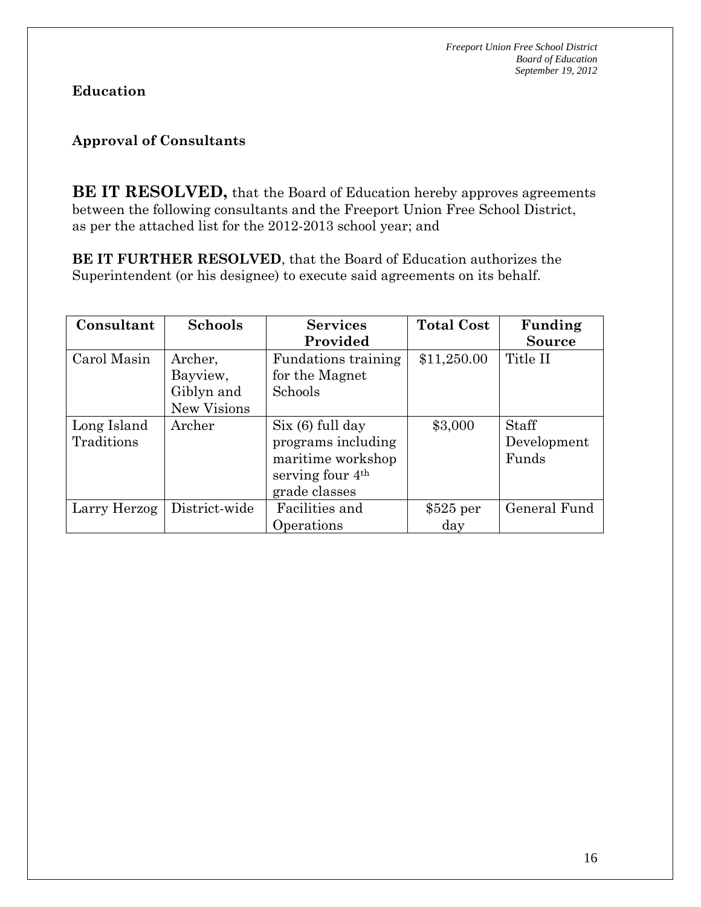**Education**

**Approval of Consultants**

**BE IT RESOLVED,** that the Board of Education hereby approves agreements between the following consultants and the Freeport Union Free School District, as per the attached list for the 2012-2013 school year; and

**BE IT FURTHER RESOLVED**, that the Board of Education authorizes the Superintendent (or his designee) to execute said agreements on its behalf.

| Consultant | Schools | Services Provided | Total Cost | Funding Source |
|---|---|---|---|---|
| Carol Masin | Archer, Bayview, Giblyn and New Visions | Fundations training for the Magnet Schools | $11,250.00 | Title II |
| Long Island Traditions | Archer | Six (6) full day programs including maritime workshop serving four 4th grade classes | $3,000 | Staff Development Funds |
| Larry Herzog | District-wide | Facilities and Operations | $525 per day | General Fund |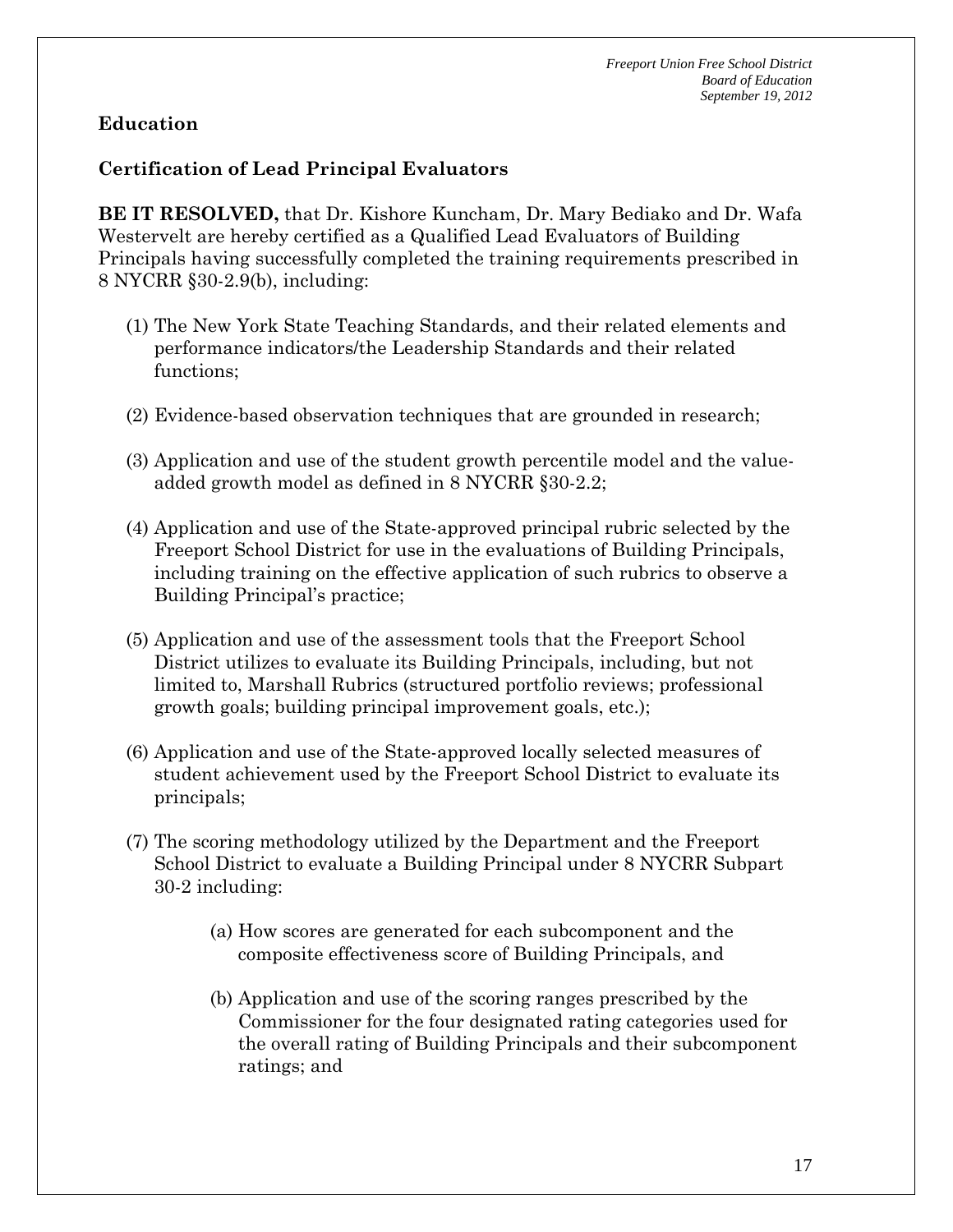**Education**

**Certification of Lead Principal Evaluators**

**BE IT RESOLVED,** that Dr. Kishore Kuncham, Dr. Mary Bediako and Dr. Wafa Westervelt are hereby certified as a Qualified Lead Evaluators of Building Principals having successfully completed the training requirements prescribed in 8 NYCRR §30-2.9(b), including:

(1) The New York State Teaching Standards, and their related elements and performance indicators/the Leadership Standards and their related functions;

(2) Evidence-based observation techniques that are grounded in research;

(3) Application and use of the student growth percentile model and the value-added growth model as defined in 8 NYCRR §30-2.2;

(4) Application and use of the State-approved principal rubric selected by the Freeport School District for use in the evaluations of Building Principals, including training on the effective application of such rubrics to observe a Building Principal's practice;

(5) Application and use of the assessment tools that the Freeport School District utilizes to evaluate its Building Principals, including, but not limited to, Marshall Rubrics (structured portfolio reviews; professional growth goals; building principal improvement goals, etc.);

(6) Application and use of the State-approved locally selected measures of student achievement used by the Freeport School District to evaluate its principals;

(7) The scoring methodology utilized by the Department and the Freeport School District to evaluate a Building Principal under 8 NYCRR Subpart 30-2 including:

> (a) How scores are generated for each subcomponent and the composite effectiveness score of Building Principals, and
>
> (b) Application and use of the scoring ranges prescribed by the Commissioner for the four designated rating categories used for the overall rating of Building Principals and their subcomponent ratings; and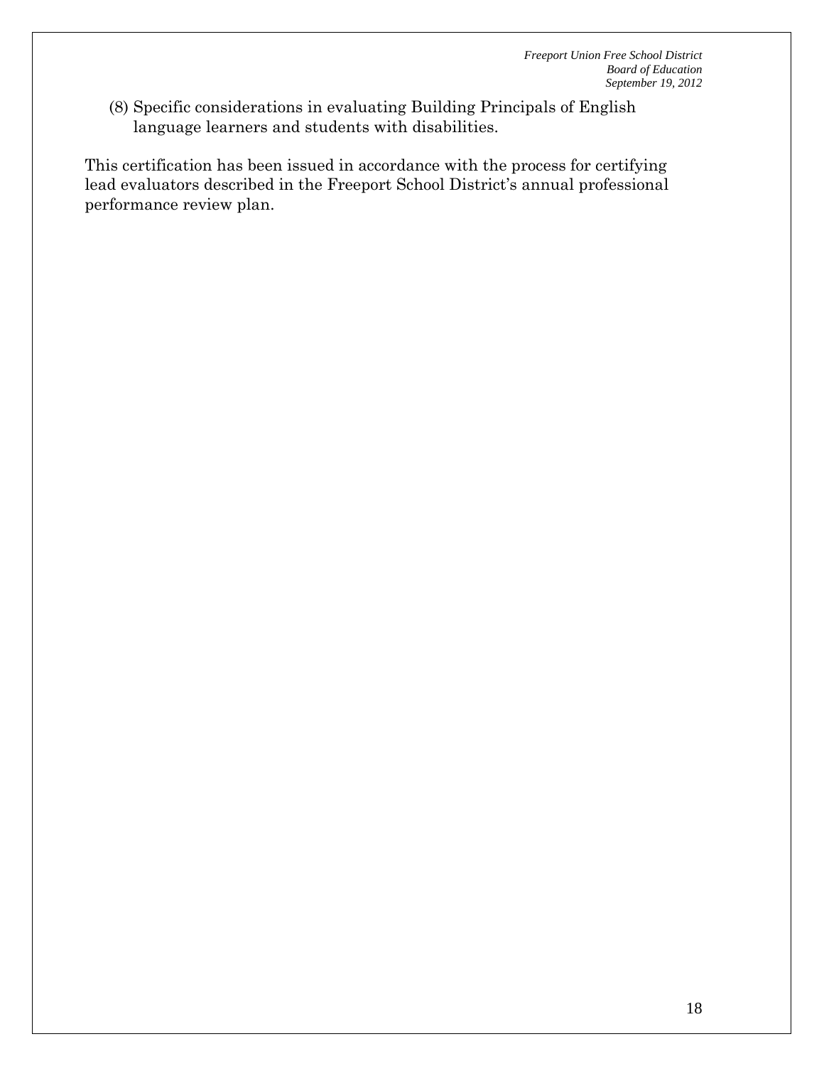(8) Specific considerations in evaluating Building Principals of English language learners and students with disabilities.

This certification has been issued in accordance with the process for certifying lead evaluators described in the Freeport School District's annual professional performance review plan.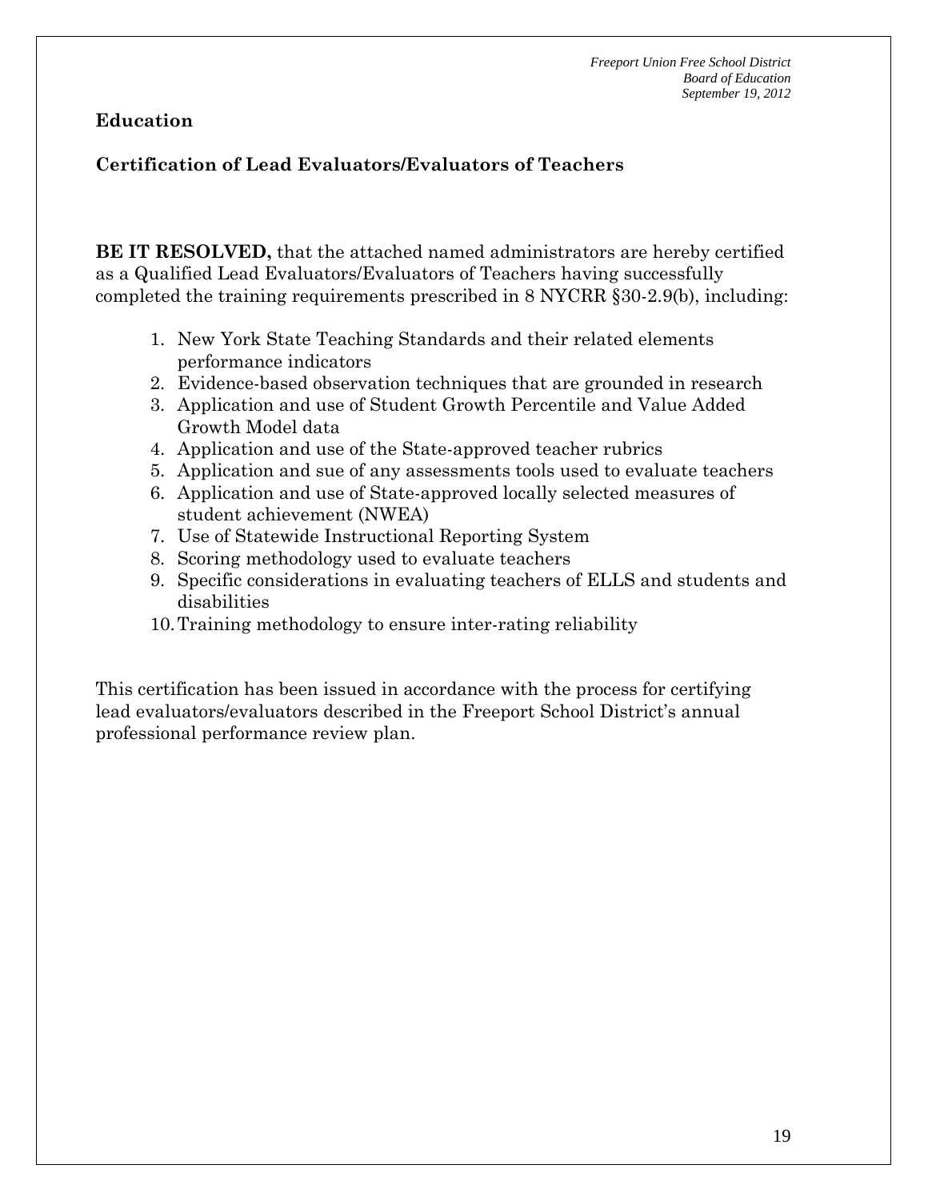## Education

### Certification of Lead Evaluators/Evaluators of Teachers

**BE IT RESOLVED,** that the attached named administrators are hereby certified as a Qualified Lead Evaluators/Evaluators of Teachers having successfully completed the training requirements prescribed in 8 NYCRR §30-2.9(b), including:

1. New York State Teaching Standards and their related elements performance indicators
2. Evidence-based observation techniques that are grounded in research
3. Application and use of Student Growth Percentile and Value Added Growth Model data
4. Application and use of the State-approved teacher rubrics
5. Application and sue of any assessments tools used to evaluate teachers
6. Application and use of State-approved locally selected measures of student achievement (NWEA)
7. Use of Statewide Instructional Reporting System
8. Scoring methodology used to evaluate teachers
9. Specific considerations in evaluating teachers of ELLS and students and disabilities
10. Training methodology to ensure inter-rating reliability

This certification has been issued in accordance with the process for certifying lead evaluators/evaluators described in the Freeport School District's annual professional performance review plan.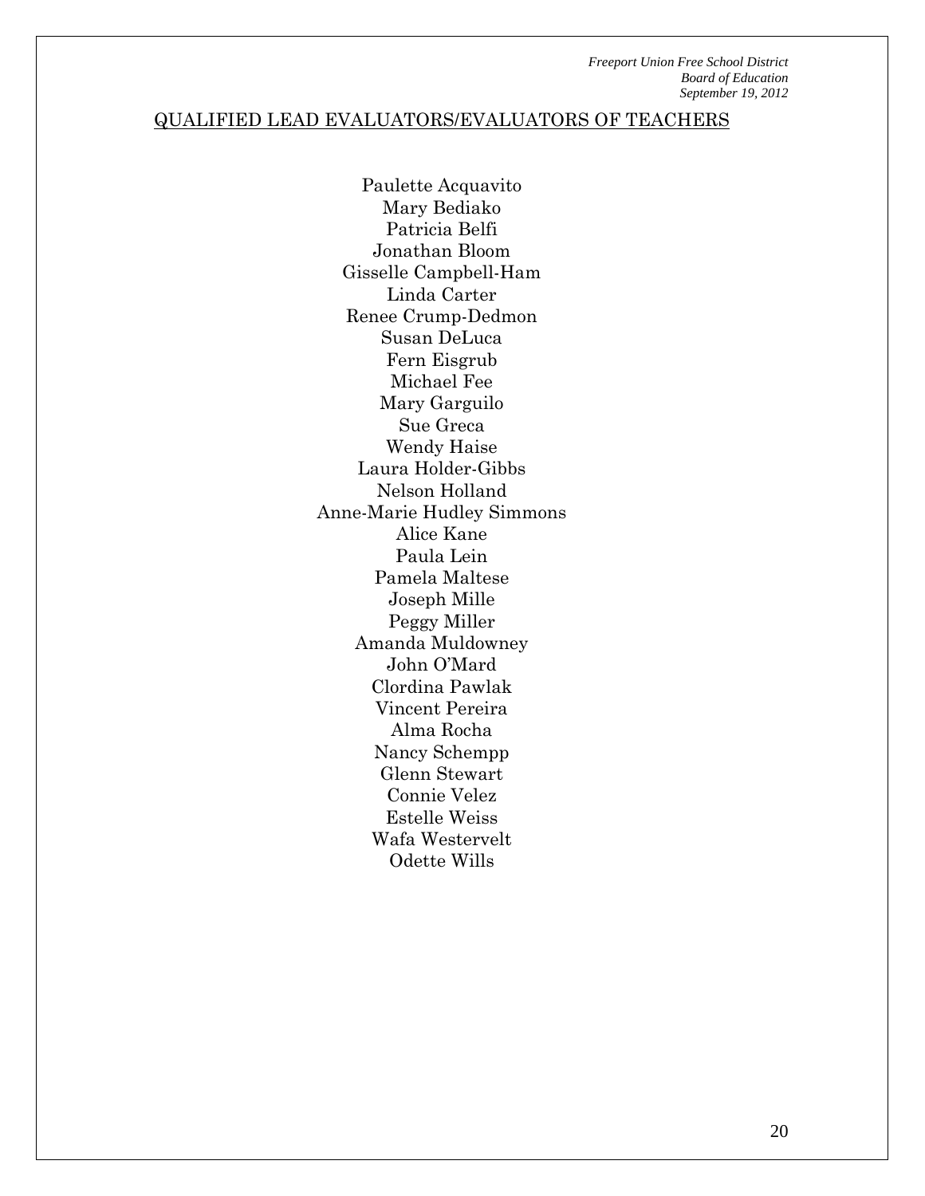## QUALIFIED LEAD EVALUATORS/EVALUATORS OF TEACHERS

Paulette Acquavito
Mary Bediako
Patricia Belfi
Jonathan Bloom
Gisselle Campbell-Ham
Linda Carter
Renee Crump-Dedmon
Susan DeLuca
Fern Eisgrub
Michael Fee
Mary Garguilo
Sue Greca
Wendy Haise
Laura Holder-Gibbs
Nelson Holland
Anne-Marie Hudley Simmons
Alice Kane
Paula Lein
Pamela Maltese
Joseph Mille
Peggy Miller
Amanda Muldowney
John O'Mard
Clordina Pawlak
Vincent Pereira
Alma Rocha
Nancy Schempp
Glenn Stewart
Connie Velez
Estelle Weiss
Wafa Westervelt
Odette Wills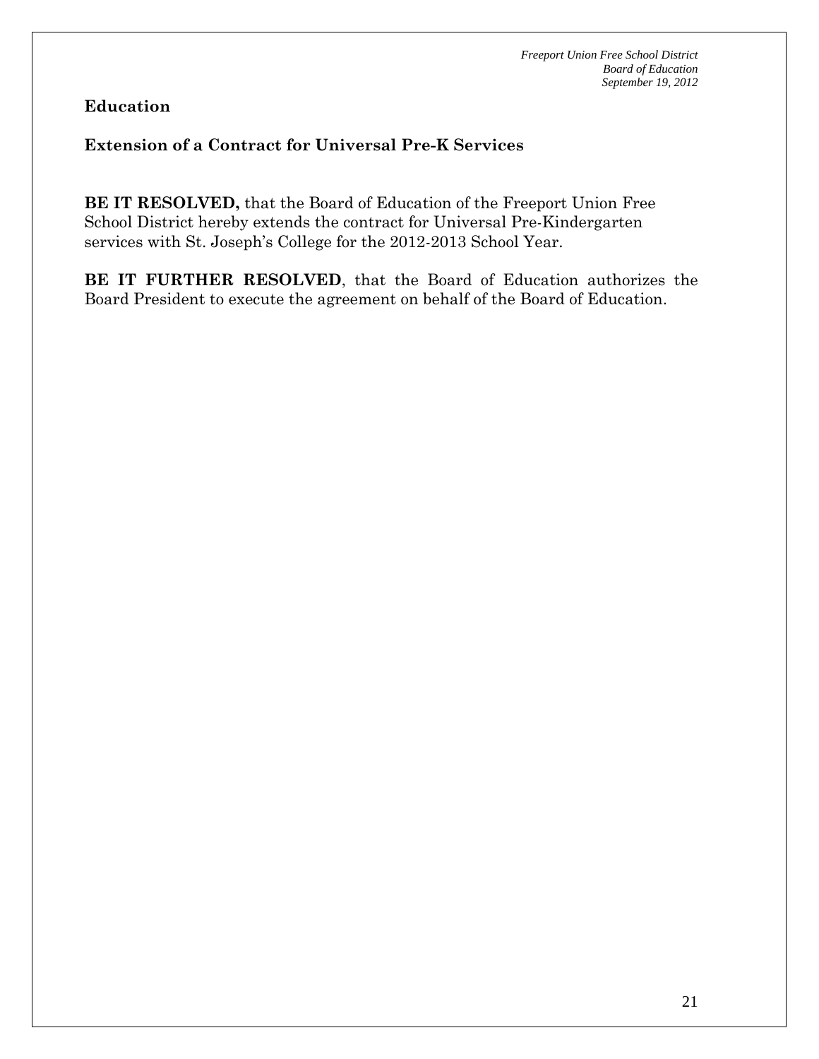## Education

### Extension of a Contract for Universal Pre-K Services

**BE IT RESOLVED,** that the Board of Education of the Freeport Union Free School District hereby extends the contract for Universal Pre-Kindergarten services with St. Joseph's College for the 2012-2013 School Year.

**BE IT FURTHER RESOLVED**, that the Board of Education authorizes the Board President to execute the agreement on behalf of the Board of Education.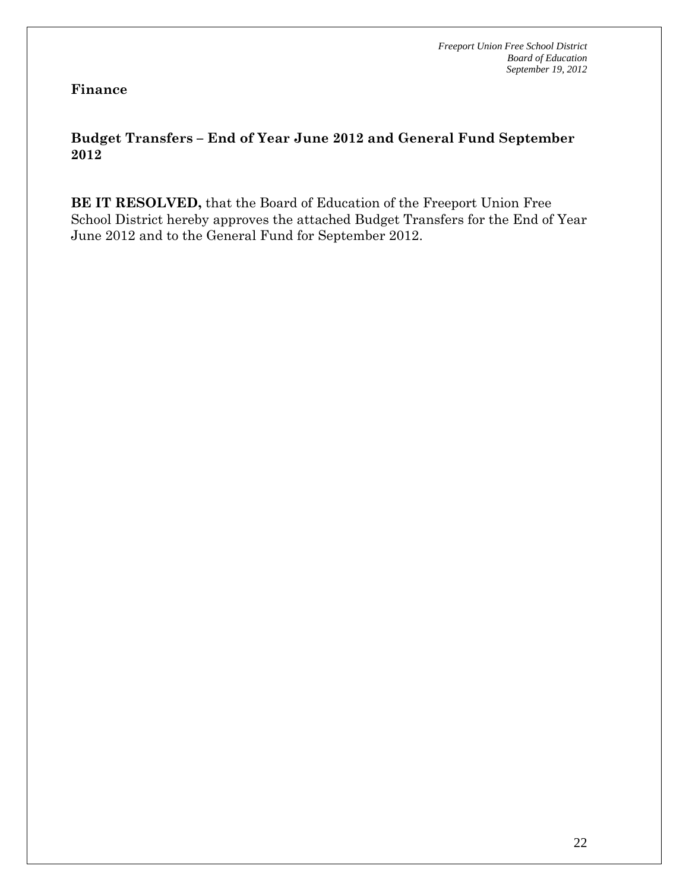## Finance

### Budget Transfers – End of Year June 2012 and General Fund September 2012

**BE IT RESOLVED,** that the Board of Education of the Freeport Union Free School District hereby approves the attached Budget Transfers for the End of Year June 2012 and to the General Fund for September 2012.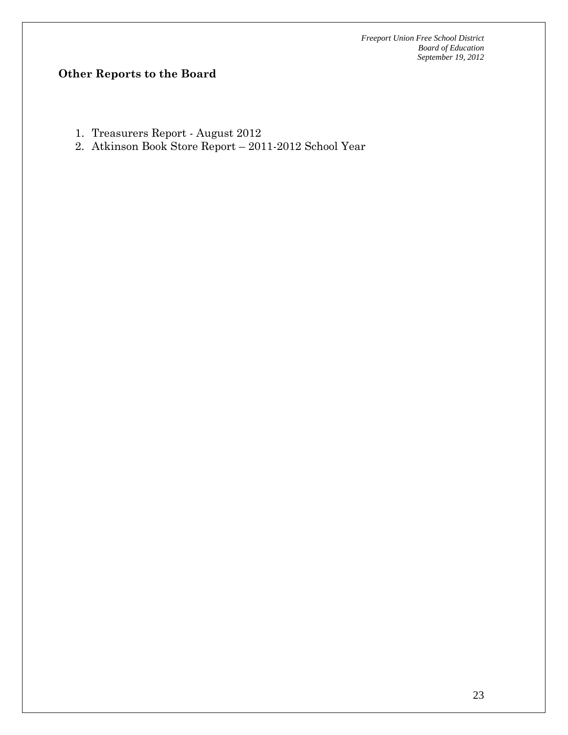## Other Reports to the Board

1. Treasurers Report - August 2012
2. Atkinson Book Store Report – 2011-2012 School Year